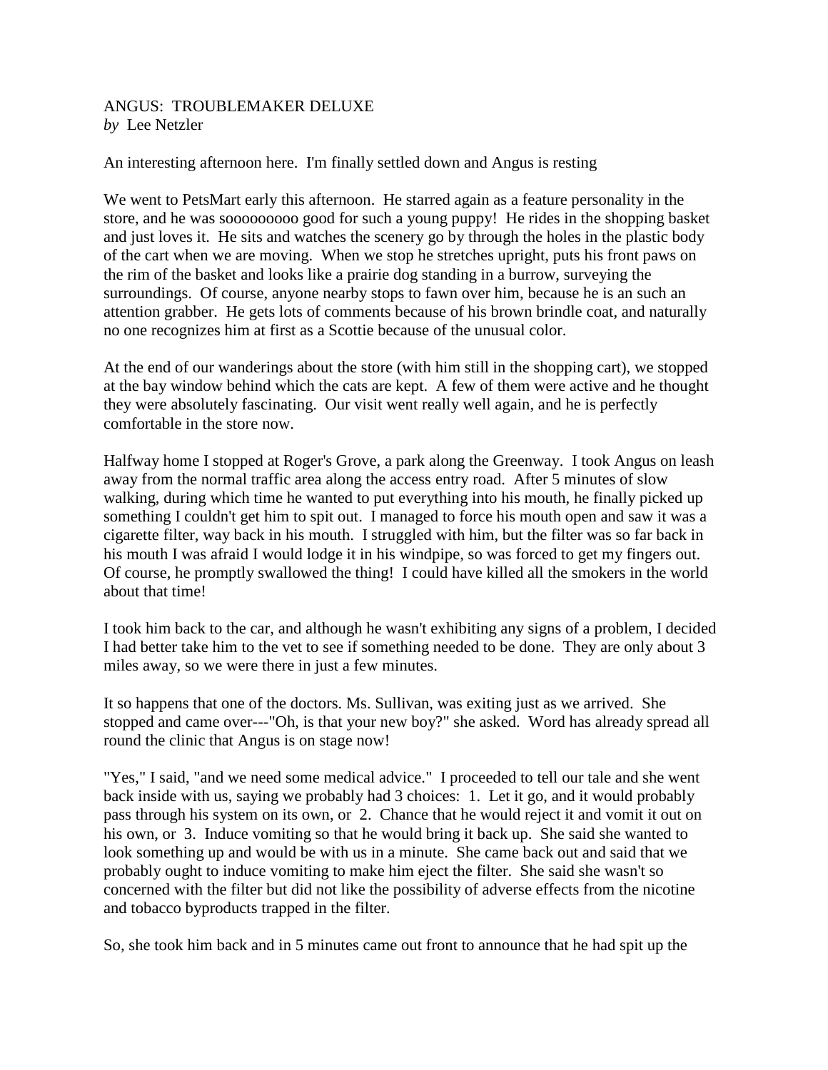# ANGUS: TROUBLEMAKER DELUXE

*by* Lee Netzler

An interesting afternoon here. I'm finally settled down and Angus is resting

We went to PetsMart early this afternoon. He starred again as a feature personality in the store, and he was sooooooooo good for such a young puppy! He rides in the shopping basket and just loves it. He sits and watches the scenery go by through the holes in the plastic body of the cart when we are moving. When we stop he stretches upright, puts his front paws on the rim of the basket and looks like a prairie dog standing in a burrow, surveying the surroundings. Of course, anyone nearby stops to fawn over him, because he is an such an attention grabber. He gets lots of comments because of his brown brindle coat, and naturally no one recognizes him at first as a Scottie because of the unusual color.

At the end of our wanderings about the store (with him still in the shopping cart), we stopped at the bay window behind which the cats are kept. A few of them were active and he thought they were absolutely fascinating. Our visit went really well again, and he is perfectly comfortable in the store now.

Halfway home I stopped at Roger's Grove, a park along the Greenway. I took Angus on leash away from the normal traffic area along the access entry road. After 5 minutes of slow walking, during which time he wanted to put everything into his mouth, he finally picked up something I couldn't get him to spit out. I managed to force his mouth open and saw it was a cigarette filter, way back in his mouth. I struggled with him, but the filter was so far back in his mouth I was afraid I would lodge it in his windpipe, so was forced to get my fingers out. Of course, he promptly swallowed the thing! I could have killed all the smokers in the world about that time!

I took him back to the car, and although he wasn't exhibiting any signs of a problem, I decided I had better take him to the vet to see if something needed to be done. They are only about 3 miles away, so we were there in just a few minutes.

It so happens that one of the doctors. Ms. Sullivan, was exiting just as we arrived. She stopped and came over---"Oh, is that your new boy?" she asked. Word has already spread all round the clinic that Angus is on stage now!

"Yes," I said, "and we need some medical advice." I proceeded to tell our tale and she went back inside with us, saying we probably had 3 choices: 1. Let it go, and it would probably pass through his system on its own, or 2. Chance that he would reject it and vomit it out on his own, or 3. Induce vomiting so that he would bring it back up. She said she wanted to look something up and would be with us in a minute. She came back out and said that we probably ought to induce vomiting to make him eject the filter. She said she wasn't so concerned with the filter but did not like the possibility of adverse effects from the nicotine and tobacco byproducts trapped in the filter.

So, she took him back and in 5 minutes came out front to announce that he had spit up the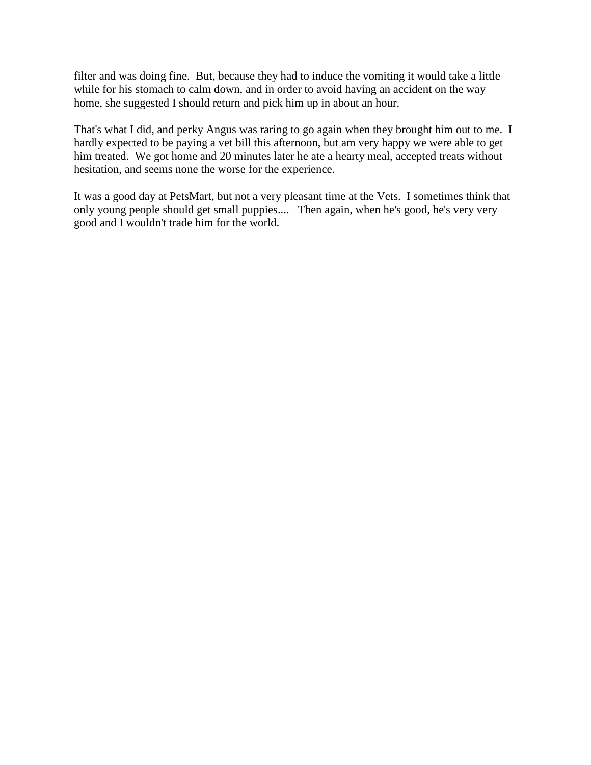filter and was doing fine. But, because they had to induce the vomiting it would take a little while for his stomach to calm down, and in order to avoid having an accident on the way home, she suggested I should return and pick him up in about an hour.

That's what I did, and perky Angus was raring to go again when they brought him out to me. I hardly expected to be paying a vet bill this afternoon, but am very happy we were able to get him treated. We got home and 20 minutes later he ate a hearty meal, accepted treats without hesitation, and seems none the worse for the experience.

It was a good day at PetsMart, but not a very pleasant time at the Vets. I sometimes think that only young people should get small puppies.... Then again, when he's good, he's very very good and I wouldn't trade him for the world.